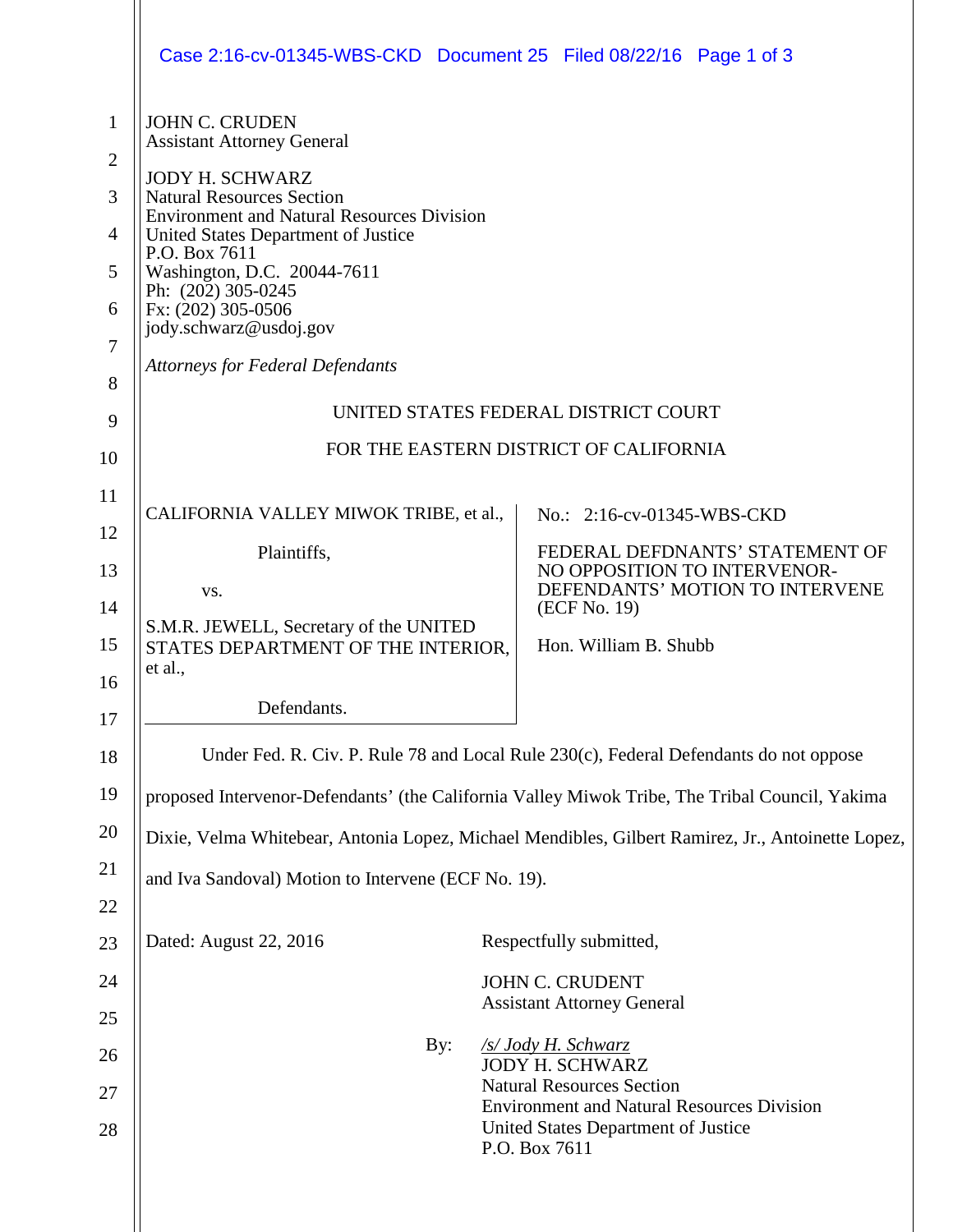JOHN C. CRUDEN
Assistant Attorney General

JODY H. SCHWARZ
Natural Resources Section
Environment and Natural Resources Division
United States Department of Justice
P.O. Box 7611
Washington, D.C. 20044-7611
Ph: (202) 305-0245
Fx: (202) 305-0506
jody.schwarz@usdoj.gov

*Attorneys for Federal Defendants*

UNITED STATES FEDERAL DISTRICT COURT

FOR THE EASTERN DISTRICT OF CALIFORNIA

| | |
|---|---|
| CALIFORNIA VALLEY MIWOK TRIBE, et al., Plaintiffs, vs. S.M.R. JEWELL, Secretary of the UNITED STATES DEPARTMENT OF THE INTERIOR, et al., Defendants. | No.: 2:16-cv-01345-WBS-CKD<br><br>FEDERAL DEFDNANTS' STATEMENT OF NO OPPOSITION TO INTERVENOR-DEFENDANTS' MOTION TO INTERVENE (ECF No. 19)<br><br>Hon. William B. Shubb |

Under Fed. R. Civ. P. Rule 78 and Local Rule 230(c), Federal Defendants do not oppose proposed Intervenor-Defendants' (the California Valley Miwok Tribe, The Tribal Council, Yakima Dixie, Velma Whitebear, Antonia Lopez, Michael Mendibles, Gilbert Ramirez, Jr., Antoinette Lopez, and Iva Sandoval) Motion to Intervene (ECF No. 19).

Dated: August 22, 2016

Respectfully submitted,

JOHN C. CRUDENT
Assistant Attorney General

By: */s/ Jody H. Schwarz*
JODY H. SCHWARZ
Natural Resources Section
Environment and Natural Resources Division
United States Department of Justice
P.O. Box 7611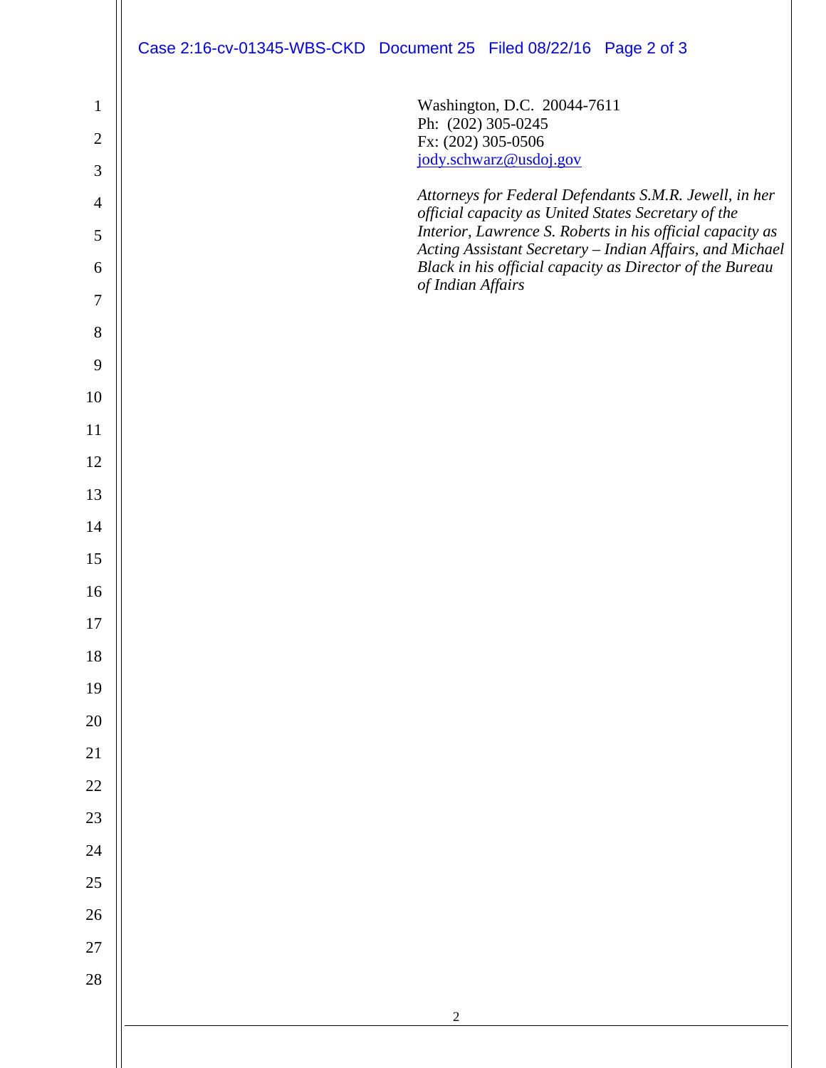Washington, D.C. 20044-7611
Ph: (202) 305-0245
Fx: (202) 305-0506
jody.schwarz@usdoj.gov

*Attorneys for Federal Defendants S.M.R. Jewell, in her official capacity as United States Secretary of the Interior, Lawrence S. Roberts in his official capacity as Acting Assistant Secretary – Indian Affairs, and Michael Black in his official capacity as Director of the Bureau of Indian Affairs*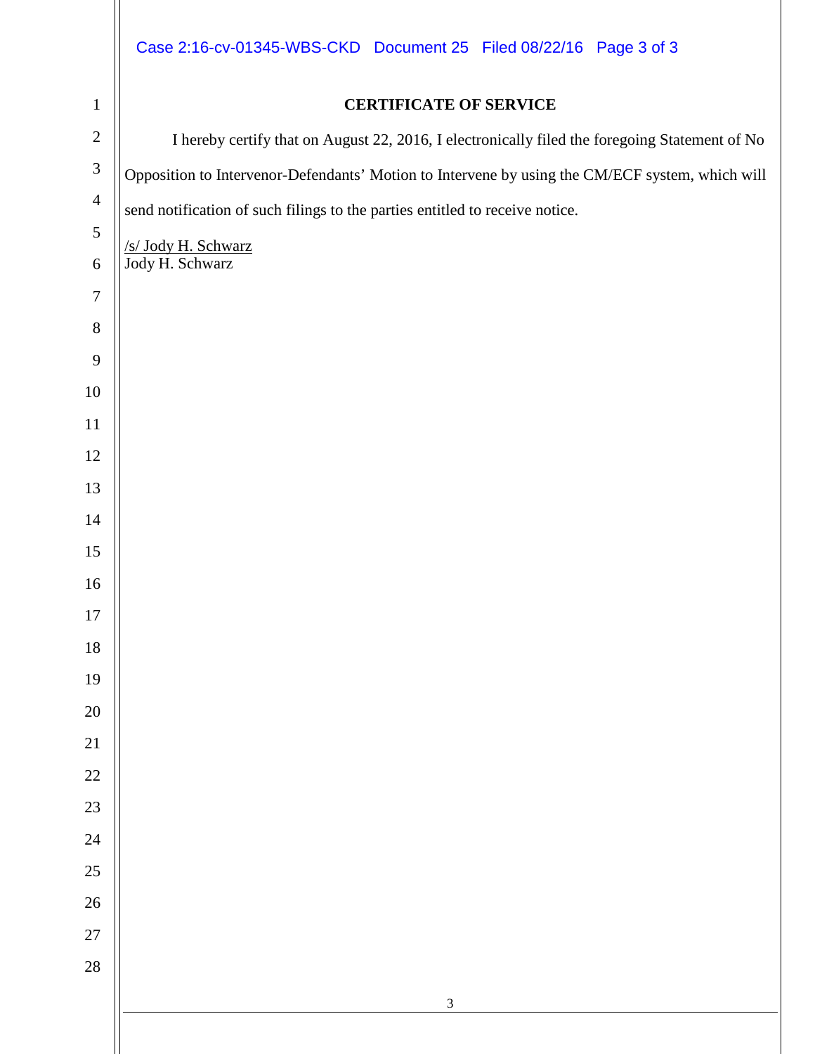## CERTIFICATE OF SERVICE

I hereby certify that on August 22, 2016, I electronically filed the foregoing Statement of No Opposition to Intervenor-Defendants' Motion to Intervene by using the CM/ECF system, which will send notification of such filings to the parties entitled to receive notice.

/s/ Jody H. Schwarz
Jody H. Schwarz